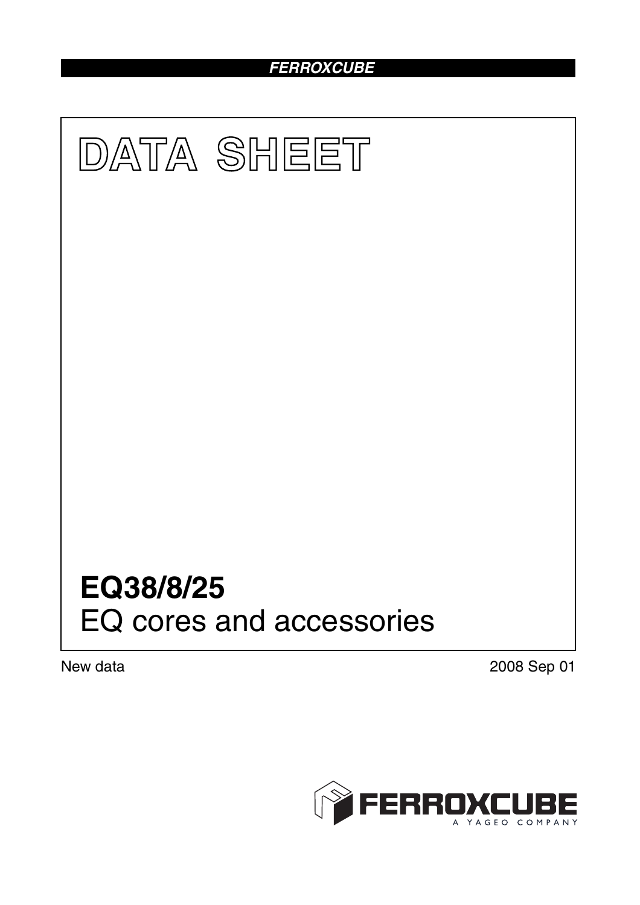FERROXCUBE

# DATA SHEET

# EQ38/8/25
EQ cores and accessories

New data

2008 Sep 01

FERROXCUBE
A YAGEO COMPANY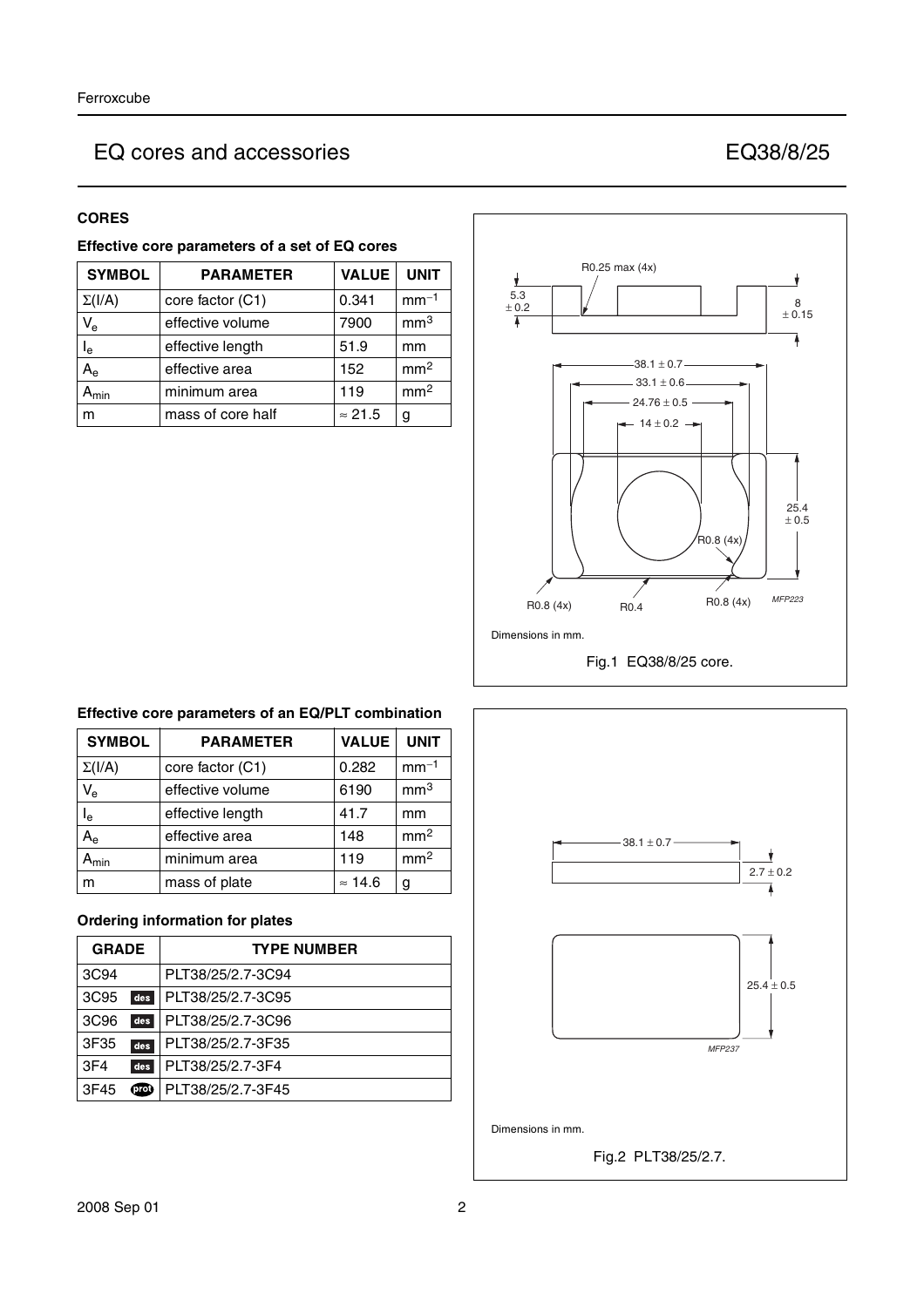# EQ cores and accessories — EQ38/8/25

## CORES

### Effective core parameters of a set of EQ cores

| SYMBOL | PARAMETER | VALUE | UNIT |
|---|---|---|---|
| $\Sigma(I/A)$ | core factor (C1) | 0.341 | $mm^{-1}$ |
| $V_e$ | effective volume | 7900 | $mm^3$ |
| $l_e$ | effective length | 51.9 | mm |
| $A_e$ | effective area | 152 | $mm^2$ |
| $A_{min}$ | minimum area | 119 | $mm^2$ |
| m | mass of core half | ≈ 21.5 | g |

Dimensions in mm.

Fig.1 EQ38/8/25 core.

### Effective core parameters of an EQ/PLT combination

| SYMBOL | PARAMETER | VALUE | UNIT |
|---|---|---|---|
| $\Sigma(I/A)$ | core factor (C1) | 0.282 | $mm^{-1}$ |
| $V_e$ | effective volume | 6190 | $mm^3$ |
| $l_e$ | effective length | 41.7 | mm |
| $A_e$ | effective area | 148 | $mm^2$ |
| $A_{min}$ | minimum area | 119 | $mm^2$ |
| m | mass of plate | ≈ 14.6 | g |

### Ordering information for plates

| GRADE | TYPE NUMBER |
|---|---|
| 3C94 | PLT38/25/2.7-3C94 |
| 3C95 des | PLT38/25/2.7-3C95 |
| 3C96 des | PLT38/25/2.7-3C96 |
| 3F35 des | PLT38/25/2.7-3F35 |
| 3F4 des | PLT38/25/2.7-3F4 |
| 3F45 prot | PLT38/25/2.7-3F45 |

Dimensions in mm.

Fig.2 PLT38/25/2.7.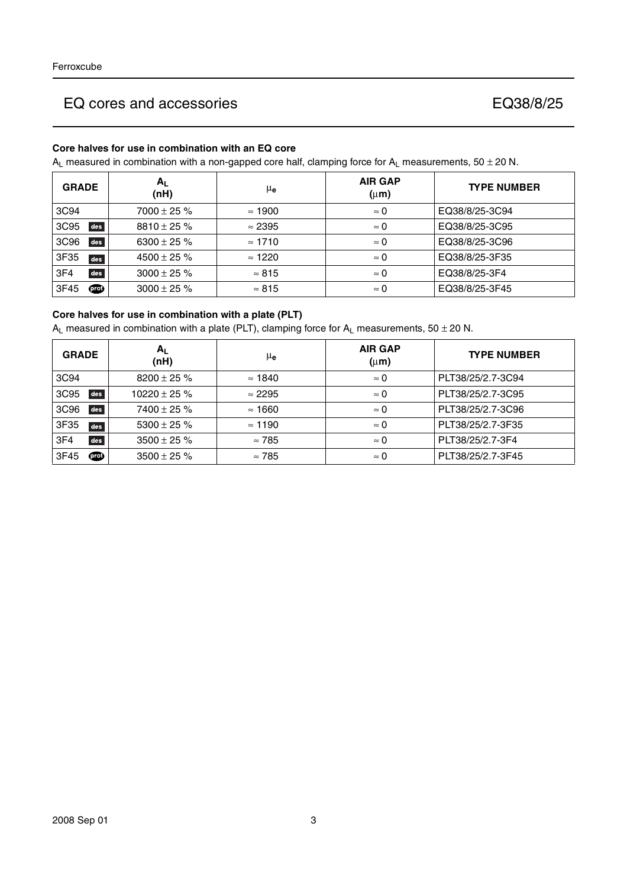## EQ cores and accessories EQ38/8/25

### Core halves for use in combination with an EQ core

$A_L$ measured in combination with a non-gapped core half, clamping force for $A_L$ measurements, 50 ± 20 N.

| GRADE | $A_L$ (nH) | $\mu_e$ | AIR GAP ($\mu$m) | TYPE NUMBER |
|---|---|---|---|---|
| 3C94 | 7000 ± 25 % | ≈ 1900 | ≈ 0 | EQ38/8/25-3C94 |
| 3C95 des | 8810 ± 25 % | ≈ 2395 | ≈ 0 | EQ38/8/25-3C95 |
| 3C96 des | 6300 ± 25 % | ≈ 1710 | ≈ 0 | EQ38/8/25-3C96 |
| 3F35 des | 4500 ± 25 % | ≈ 1220 | ≈ 0 | EQ38/8/25-3F35 |
| 3F4 des | 3000 ± 25 % | ≈ 815 | ≈ 0 | EQ38/8/25-3F4 |
| 3F45 prot | 3000 ± 25 % | ≈ 815 | ≈ 0 | EQ38/8/25-3F45 |

### Core halves for use in combination with a plate (PLT)

$A_L$ measured in combination with a plate (PLT), clamping force for $A_L$ measurements, 50 ± 20 N.

| GRADE | $A_L$ (nH) | $\mu_e$ | AIR GAP ($\mu$m) | TYPE NUMBER |
|---|---|---|---|---|
| 3C94 | 8200 ± 25 % | ≈ 1840 | ≈ 0 | PLT38/25/2.7-3C94 |
| 3C95 des | 10220 ± 25 % | ≈ 2295 | ≈ 0 | PLT38/25/2.7-3C95 |
| 3C96 des | 7400 ± 25 % | ≈ 1660 | ≈ 0 | PLT38/25/2.7-3C96 |
| 3F35 des | 5300 ± 25 % | ≈ 1190 | ≈ 0 | PLT38/25/2.7-3F35 |
| 3F4 des | 3500 ± 25 % | ≈ 785 | ≈ 0 | PLT38/25/2.7-3F4 |
| 3F45 prot | 3500 ± 25 % | ≈ 785 | ≈ 0 | PLT38/25/2.7-3F45 |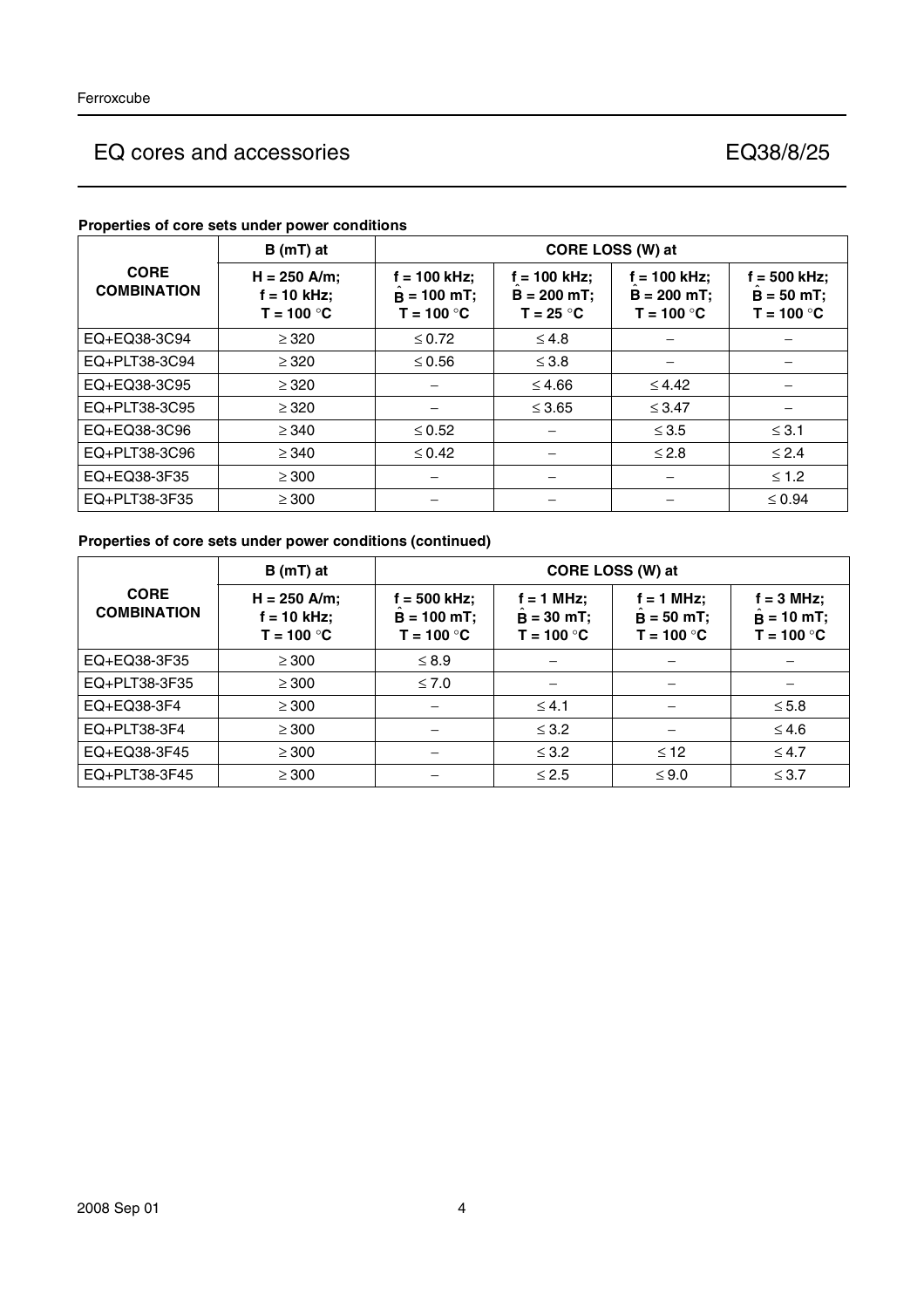**Properties of core sets under power conditions**

| CORE COMBINATION | B (mT) at | CORE LOSS (W) at | | | |
|---|---|---|---|---|---|
| | H = 250 A/m; f = 10 kHz; T = 100 °C | f = 100 kHz; $\hat{B}$ = 100 mT; T = 100 °C | f = 100 kHz; $\hat{B}$ = 200 mT; T = 25 °C | f = 100 kHz; $\hat{B}$ = 200 mT; T = 100 °C | f = 500 kHz; $\hat{B}$ = 50 mT; T = 100 °C |
| EQ+EQ38-3C94 | ≥ 320 | ≤ 0.72 | ≤ 4.8 | − | − |
| EQ+PLT38-3C94 | ≥ 320 | ≤ 0.56 | ≤ 3.8 | − | − |
| EQ+EQ38-3C95 | ≥ 320 | − | ≤ 4.66 | ≤ 4.42 | − |
| EQ+PLT38-3C95 | ≥ 320 | − | ≤ 3.65 | ≤ 3.47 | − |
| EQ+EQ38-3C96 | ≥ 340 | ≤ 0.52 | − | ≤ 3.5 | ≤ 3.1 |
| EQ+PLT38-3C96 | ≥ 340 | ≤ 0.42 | − | ≤ 2.8 | ≤ 2.4 |
| EQ+EQ38-3F35 | ≥ 300 | − | − | − | ≤ 1.2 |
| EQ+PLT38-3F35 | ≥ 300 | − | − | − | ≤ 0.94 |

**Properties of core sets under power conditions (continued)**

| CORE COMBINATION | B (mT) at | CORE LOSS (W) at | | | |
|---|---|---|---|---|---|
| | H = 250 A/m; f = 10 kHz; T = 100 °C | f = 500 kHz; $\hat{B}$ = 100 mT; T = 100 °C | f = 1 MHz; $\hat{B}$ = 30 mT; T = 100 °C | f = 1 MHz; $\hat{B}$ = 50 mT; T = 100 °C | f = 3 MHz; $\hat{B}$ = 10 mT; T = 100 °C |
| EQ+EQ38-3F35 | ≥ 300 | ≤ 8.9 | − | − | − |
| EQ+PLT38-3F35 | ≥ 300 | ≤ 7.0 | − | − | − |
| EQ+EQ38-3F4 | ≥ 300 | − | ≤ 4.1 | − | ≤ 5.8 |
| EQ+PLT38-3F4 | ≥ 300 | − | ≤ 3.2 | − | ≤ 4.6 |
| EQ+EQ38-3F45 | ≥ 300 | − | ≤ 3.2 | ≤ 12 | ≤ 4.7 |
| EQ+PLT38-3F45 | ≥ 300 | − | ≤ 2.5 | ≤ 9.0 | ≤ 3.7 |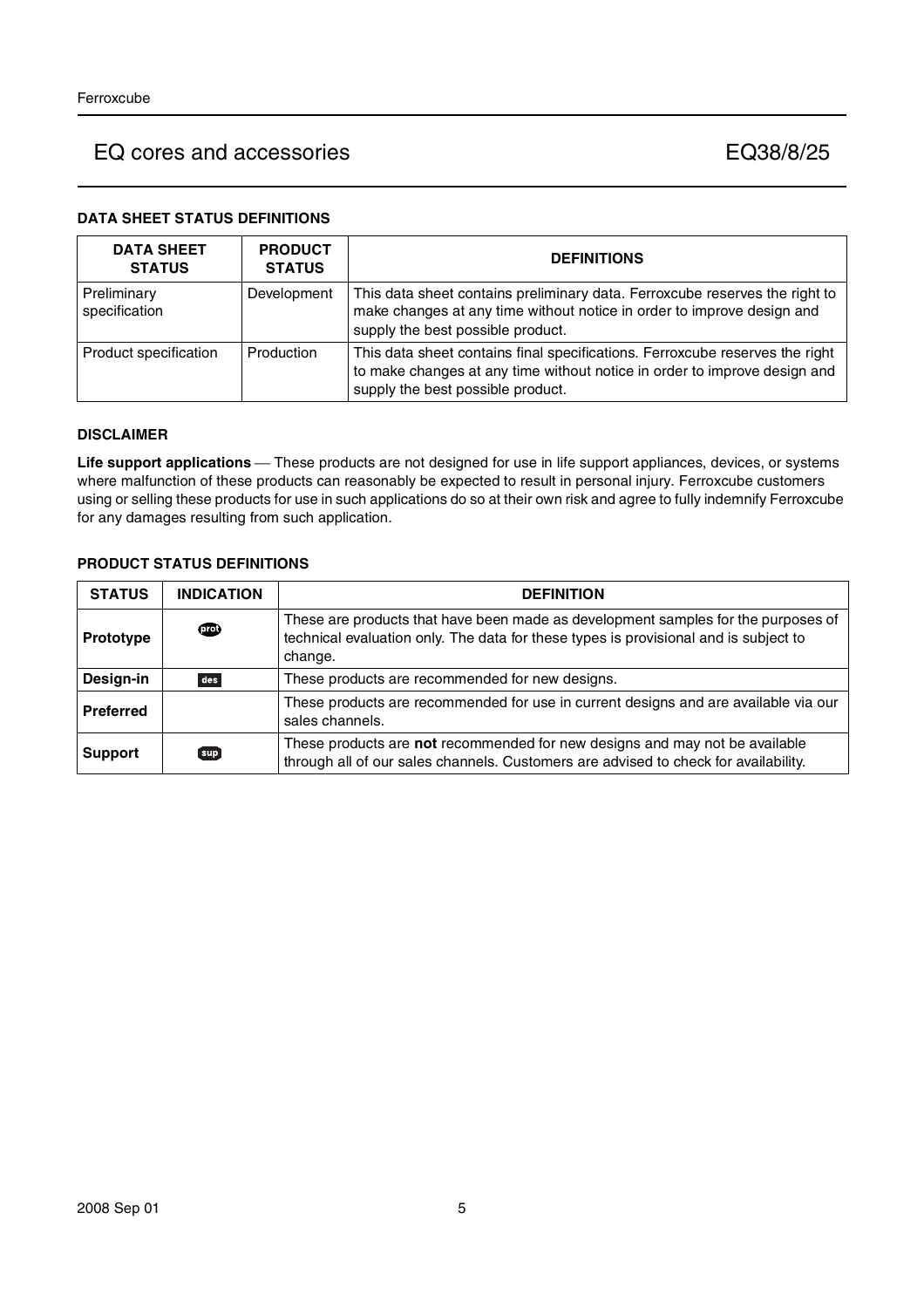## DATA SHEET STATUS DEFINITIONS

| DATA SHEET STATUS | PRODUCT STATUS | DEFINITIONS |
|---|---|---|
| Preliminary specification | Development | This data sheet contains preliminary data. Ferroxcube reserves the right to make changes at any time without notice in order to improve design and supply the best possible product. |
| Product specification | Production | This data sheet contains final specifications. Ferroxcube reserves the right to make changes at any time without notice in order to improve design and supply the best possible product. |

## DISCLAIMER

**Life support applications** — These products are not designed for use in life support appliances, devices, or systems where malfunction of these products can reasonably be expected to result in personal injury. Ferroxcube customers using or selling these products for use in such applications do so at their own risk and agree to fully indemnify Ferroxcube for any damages resulting from such application.

## PRODUCT STATUS DEFINITIONS

| STATUS | INDICATION | DEFINITION |
|---|---|---|
| **Prototype** | prot | These are products that have been made as development samples for the purposes of technical evaluation only. The data for these types is provisional and is subject to change. |
| **Design-in** | des | These products are recommended for new designs. |
| **Preferred** | | These products are recommended for use in current designs and are available via our sales channels. |
| **Support** | sup | These products are **not** recommended for new designs and may not be available through all of our sales channels. Customers are advised to check for availability. |